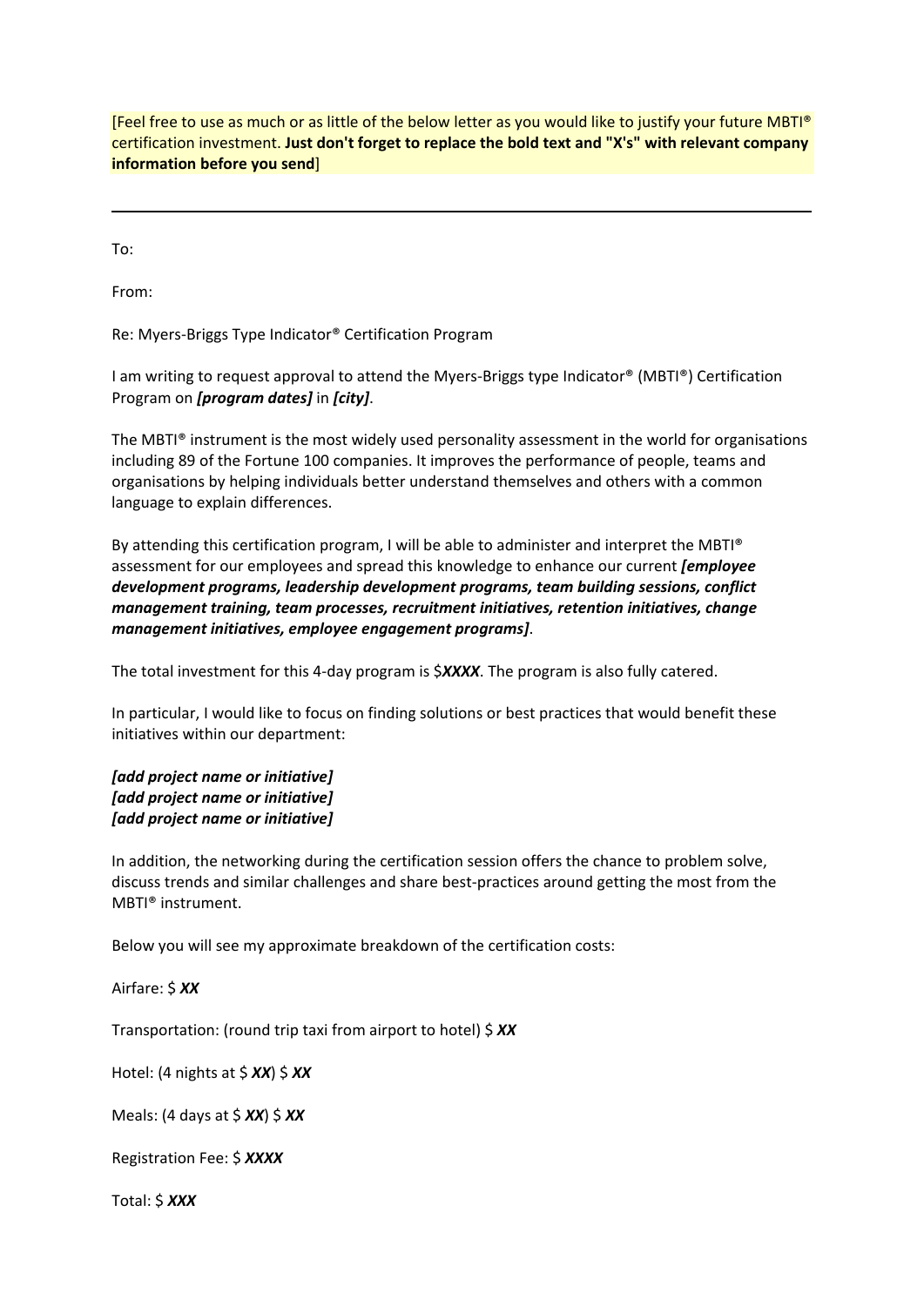[Feel free to use as much or as little of the below letter as you would like to justify your future MBTI® certification investment. **Just don't forget to replace the bold text and "X's" with relevant company information before you send**]

---

To:

From:

Re: Myers-Briggs Type Indicator® Certification Program

I am writing to request approval to attend the Myers-Briggs type Indicator® (MBTI®) Certification Program on ***[program dates]*** in ***[city]***.

The MBTI® instrument is the most widely used personality assessment in the world for organisations including 89 of the Fortune 100 companies. It improves the performance of people, teams and organisations by helping individuals better understand themselves and others with a common language to explain differences.

By attending this certification program, I will be able to administer and interpret the MBTI® assessment for our employees and spread this knowledge to enhance our current ***[employee development programs, leadership development programs, team building sessions, conflict management training, team processes, recruitment initiatives, retention initiatives, change management initiatives, employee engagement programs]***.

The total investment for this 4-day program is $***XXXX***. The program is also fully catered.

In particular, I would like to focus on finding solutions or best practices that would benefit these initiatives within our department:

***[add project name or initiative]***
***[add project name or initiative]***
***[add project name or initiative]***

In addition, the networking during the certification session offers the chance to problem solve, discuss trends and similar challenges and share best-practices around getting the most from the MBTI® instrument.

Below you will see my approximate breakdown of the certification costs:

Airfare: $ ***XX***

Transportation: (round trip taxi from airport to hotel) $ ***XX***

Hotel: (4 nights at $ ***XX***) $ ***XX***

Meals: (4 days at $ ***XX***) $ ***XX***

Registration Fee: $ ***XXXX***

Total: $ ***XXX***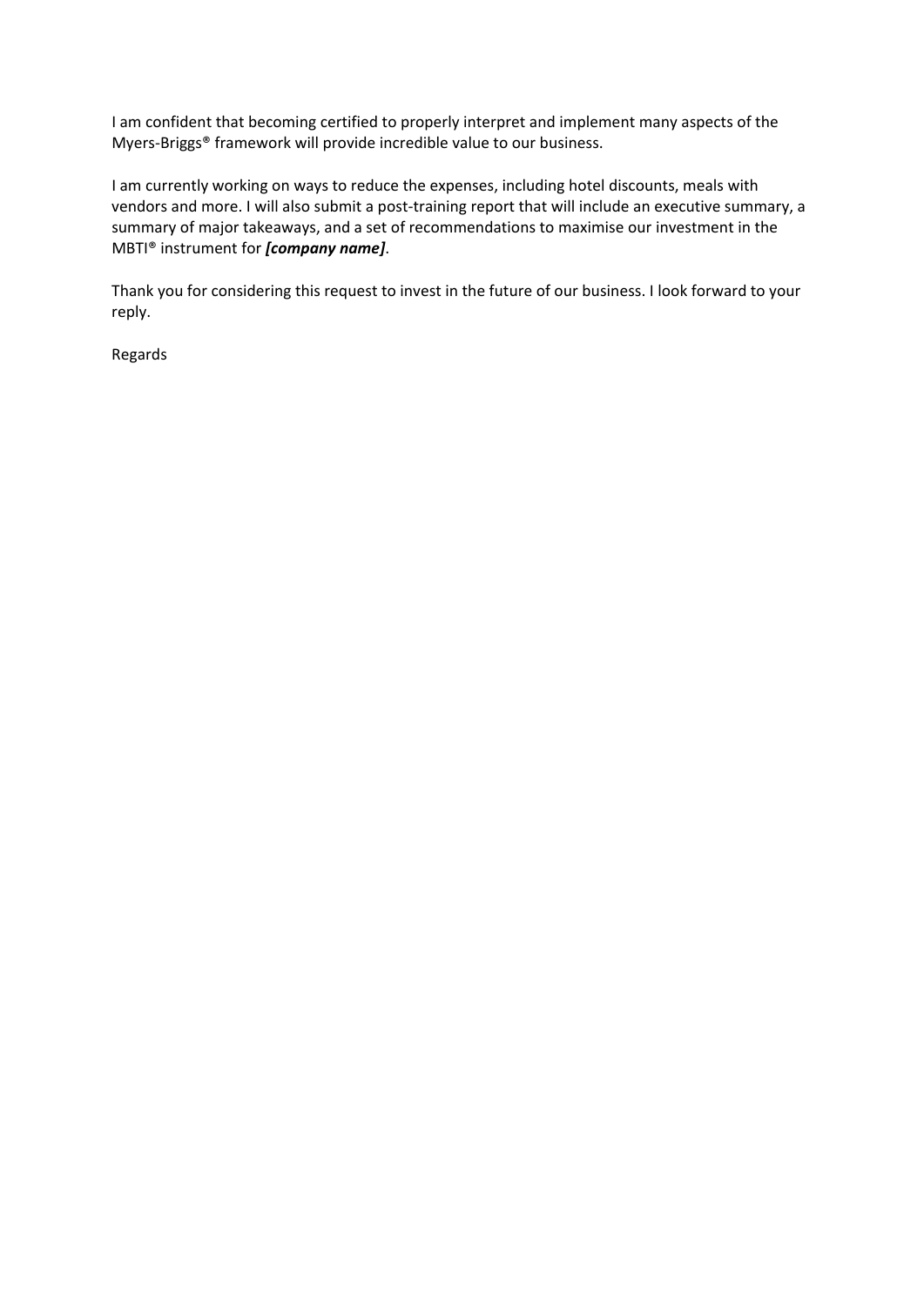I am confident that becoming certified to properly interpret and implement many aspects of the Myers-Briggs® framework will provide incredible value to our business.

I am currently working on ways to reduce the expenses, including hotel discounts, meals with vendors and more. I will also submit a post-training report that will include an executive summary, a summary of major takeaways, and a set of recommendations to maximise our investment in the MBTI® instrument for ***[company name]***.

Thank you for considering this request to invest in the future of our business. I look forward to your reply.

Regards